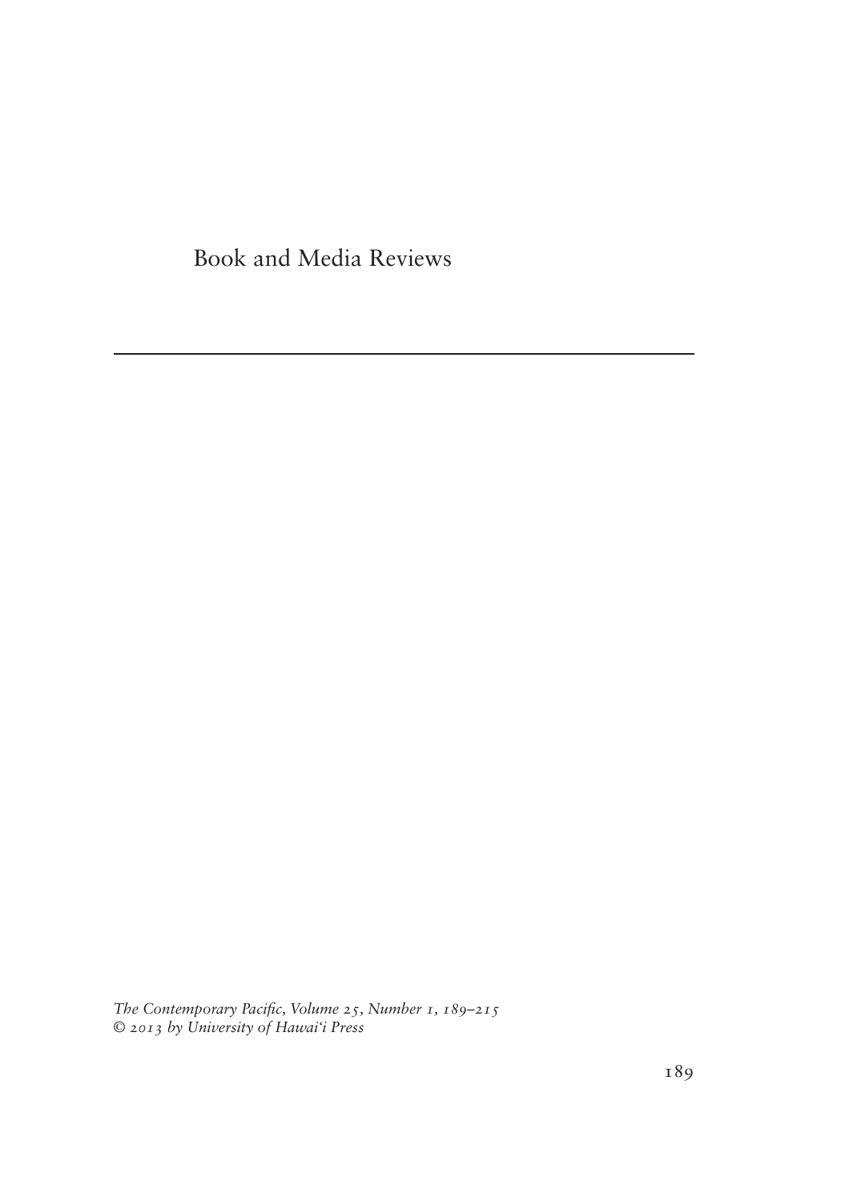# Book and Media Reviews

---

*The Contemporary Pacific, Volume 25, Number 1, 189–215*
*© 2013 by University of Hawai'i Press*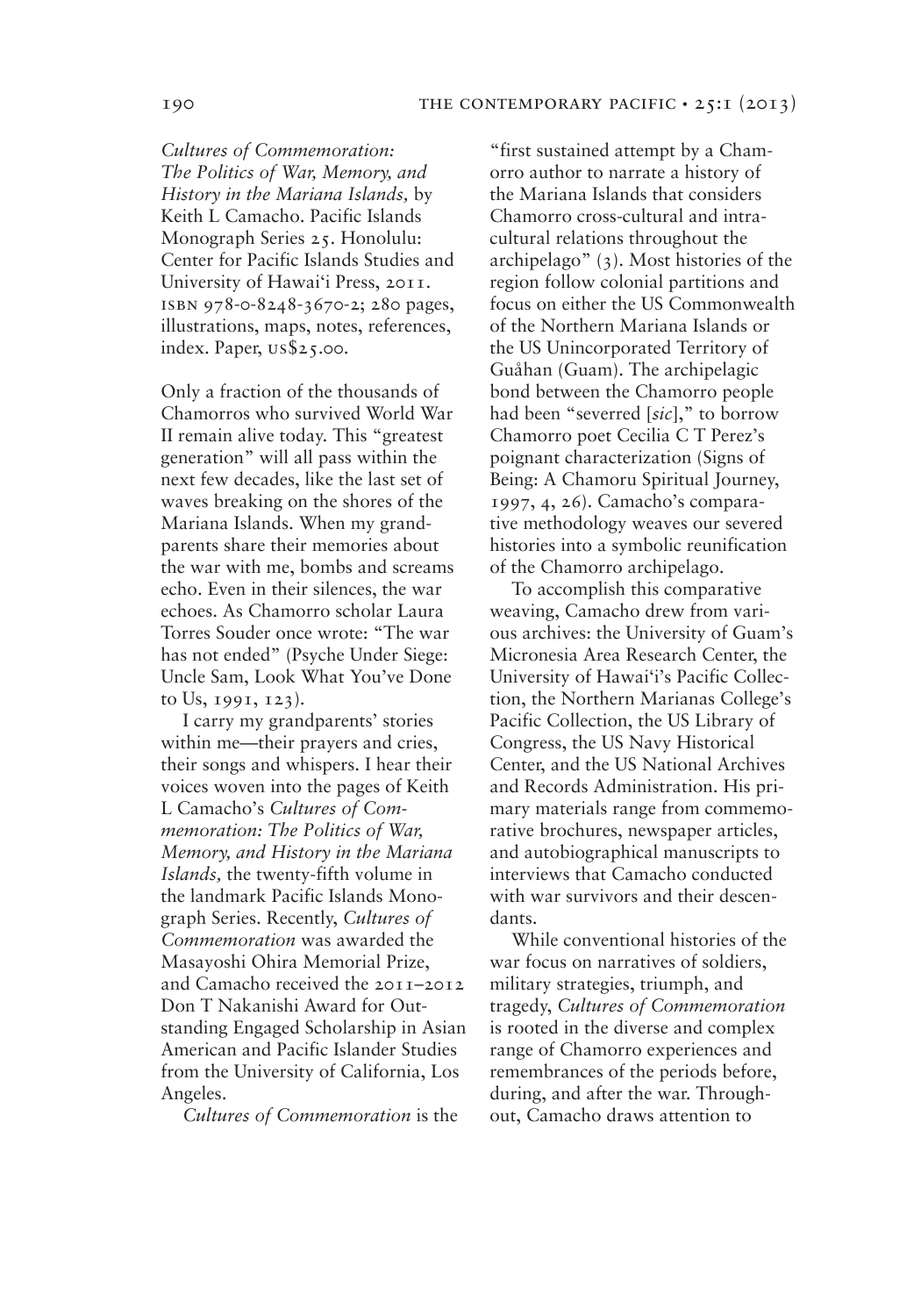*Cultures of Commemoration: The Politics of War, Memory, and History in the Mariana Islands,* by Keith L Camacho. Pacific Islands Monograph Series 25. Honolulu: Center for Pacific Islands Studies and University of Hawai'i Press, 2011. ISBN 978-0-8248-3670-2; 280 pages, illustrations, maps, notes, references, index. Paper, US$25.00.

Only a fraction of the thousands of Chamorros who survived World War II remain alive today. This "greatest generation" will all pass within the next few decades, like the last set of waves breaking on the shores of the Mariana Islands. When my grandparents share their memories about the war with me, bombs and screams echo. Even in their silences, the war echoes. As Chamorro scholar Laura Torres Souder once wrote: "The war has not ended" (Psyche Under Siege: Uncle Sam, Look What You've Done to Us, 1991, 123).

I carry my grandparents' stories within me—their prayers and cries, their songs and whispers. I hear their voices woven into the pages of Keith L Camacho's *Cultures of Commemoration: The Politics of War, Memory, and History in the Mariana Islands,* the twenty-fifth volume in the landmark Pacific Islands Monograph Series. Recently, *Cultures of Commemoration* was awarded the Masayoshi Ohira Memorial Prize, and Camacho received the 2011–2012 Don T Nakanishi Award for Outstanding Engaged Scholarship in Asian American and Pacific Islander Studies from the University of California, Los Angeles.

*Cultures of Commemoration* is the "first sustained attempt by a Chamorro author to narrate a history of the Mariana Islands that considers Chamorro cross-cultural and intracultural relations throughout the archipelago" (3). Most histories of the region follow colonial partitions and focus on either the US Commonwealth of the Northern Mariana Islands or the US Unincorporated Territory of Guåhan (Guam). The archipelagic bond between the Chamorro people had been "severred [*sic*]," to borrow Chamorro poet Cecilia C T Perez's poignant characterization (Signs of Being: A Chamoru Spiritual Journey, 1997, 4, 26). Camacho's comparative methodology weaves our severed histories into a symbolic reunification of the Chamorro archipelago.

To accomplish this comparative weaving, Camacho drew from various archives: the University of Guam's Micronesia Area Research Center, the University of Hawai'i's Pacific Collection, the Northern Marianas College's Pacific Collection, the US Library of Congress, the US Navy Historical Center, and the US National Archives and Records Administration. His primary materials range from commemorative brochures, newspaper articles, and autobiographical manuscripts to interviews that Camacho conducted with war survivors and their descendants.

While conventional histories of the war focus on narratives of soldiers, military strategies, triumph, and tragedy, *Cultures of Commemoration* is rooted in the diverse and complex range of Chamorro experiences and remembrances of the periods before, during, and after the war. Throughout, Camacho draws attention to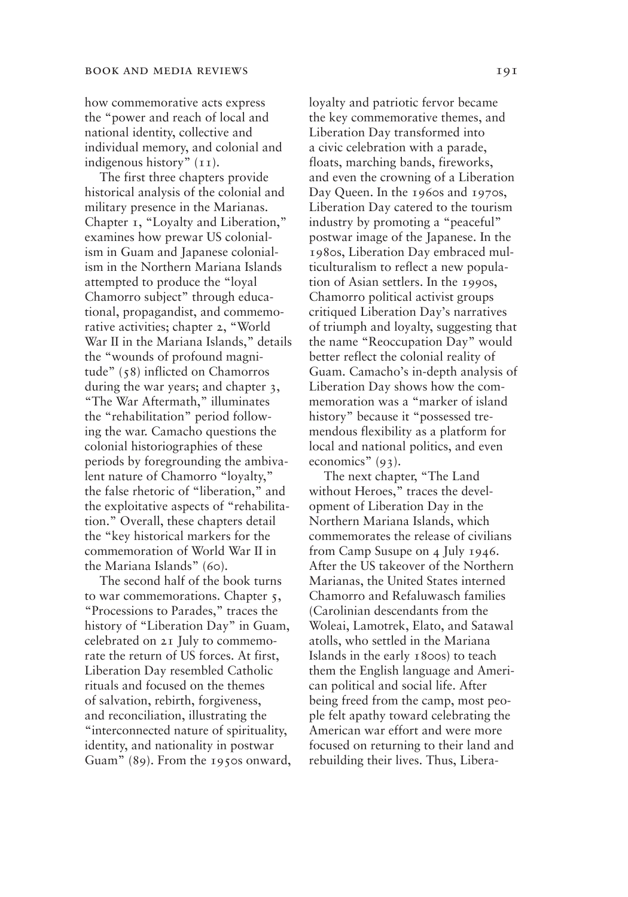how commemorative acts express the "power and reach of local and national identity, collective and individual memory, and colonial and indigenous history" (11).

The first three chapters provide historical analysis of the colonial and military presence in the Marianas. Chapter 1, "Loyalty and Liberation," examines how prewar US colonialism in Guam and Japanese colonialism in the Northern Mariana Islands attempted to produce the "loyal Chamorro subject" through educational, propagandist, and commemorative activities; chapter 2, "World War II in the Mariana Islands," details the "wounds of profound magnitude" (58) inflicted on Chamorros during the war years; and chapter 3, "The War Aftermath," illuminates the "rehabilitation" period following the war. Camacho questions the colonial historiographies of these periods by foregrounding the ambivalent nature of Chamorro "loyalty," the false rhetoric of "liberation," and the exploitative aspects of "rehabilitation." Overall, these chapters detail the "key historical markers for the commemoration of World War II in the Mariana Islands" (60).

The second half of the book turns to war commemorations. Chapter 5, "Processions to Parades," traces the history of "Liberation Day" in Guam, celebrated on 21 July to commemorate the return of US forces. At first, Liberation Day resembled Catholic rituals and focused on the themes of salvation, rebirth, forgiveness, and reconciliation, illustrating the "interconnected nature of spirituality, identity, and nationality in postwar Guam" (89). From the 1950s onward, loyalty and patriotic fervor became the key commemorative themes, and Liberation Day transformed into a civic celebration with a parade, floats, marching bands, fireworks, and even the crowning of a Liberation Day Queen. In the 1960s and 1970s, Liberation Day catered to the tourism industry by promoting a "peaceful" postwar image of the Japanese. In the 1980s, Liberation Day embraced multiculturalism to reflect a new population of Asian settlers. In the 1990s, Chamorro political activist groups critiqued Liberation Day's narratives of triumph and loyalty, suggesting that the name "Reoccupation Day" would better reflect the colonial reality of Guam. Camacho's in-depth analysis of Liberation Day shows how the commemoration was a "marker of island history" because it "possessed tremendous flexibility as a platform for local and national politics, and even economics" (93).

The next chapter, "The Land without Heroes," traces the development of Liberation Day in the Northern Mariana Islands, which commemorates the release of civilians from Camp Susupe on 4 July 1946. After the US takeover of the Northern Marianas, the United States interned Chamorro and Refaluwasch families (Carolinian descendants from the Woleai, Lamotrek, Elato, and Satawal atolls, who settled in the Mariana Islands in the early 1800s) to teach them the English language and American political and social life. After being freed from the camp, most people felt apathy toward celebrating the American war effort and were more focused on returning to their land and rebuilding their lives. Thus, Libera-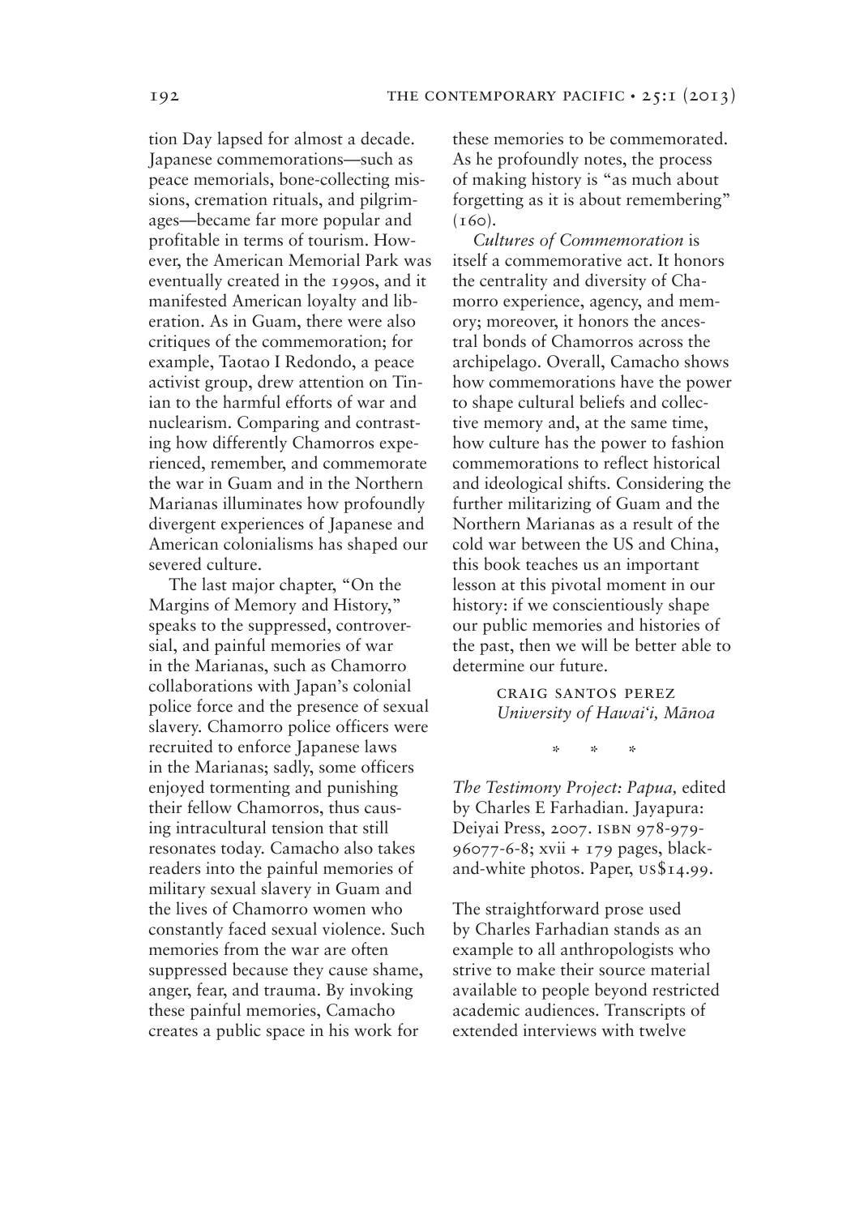tion Day lapsed for almost a decade. Japanese commemorations—such as peace memorials, bone-collecting missions, cremation rituals, and pilgrimages—became far more popular and profitable in terms of tourism. However, the American Memorial Park was eventually created in the 1990s, and it manifested American loyalty and liberation. As in Guam, there were also critiques of the commemoration; for example, Taotao I Redondo, a peace activist group, drew attention on Tinian to the harmful efforts of war and nuclearism. Comparing and contrasting how differently Chamorros experienced, remember, and commemorate the war in Guam and in the Northern Marianas illuminates how profoundly divergent experiences of Japanese and American colonialisms has shaped our severed culture.

The last major chapter, "On the Margins of Memory and History," speaks to the suppressed, controversial, and painful memories of war in the Marianas, such as Chamorro collaborations with Japan's colonial police force and the presence of sexual slavery. Chamorro police officers were recruited to enforce Japanese laws in the Marianas; sadly, some officers enjoyed tormenting and punishing their fellow Chamorros, thus causing intracultural tension that still resonates today. Camacho also takes readers into the painful memories of military sexual slavery in Guam and the lives of Chamorro women who constantly faced sexual violence. Such memories from the war are often suppressed because they cause shame, anger, fear, and trauma. By invoking these painful memories, Camacho creates a public space in his work for these memories to be commemorated. As he profoundly notes, the process of making history is "as much about forgetting as it is about remembering" (160).

*Cultures of Commemoration* is itself a commemorative act. It honors the centrality and diversity of Chamorro experience, agency, and memory; moreover, it honors the ancestral bonds of Chamorros across the archipelago. Overall, Camacho shows how commemorations have the power to shape cultural beliefs and collective memory and, at the same time, how culture has the power to fashion commemorations to reflect historical and ideological shifts. Considering the further militarizing of Guam and the Northern Marianas as a result of the cold war between the US and China, this book teaches us an important lesson at this pivotal moment in our history: if we conscientiously shape our public memories and histories of the past, then we will be better able to determine our future.

CRAIG SANTOS PEREZ
*University of Hawai'i, Mānoa*

\* \* \*

*The Testimony Project: Papua,* edited by Charles E Farhadian. Jayapura: Deiyai Press, 2007. ISBN 978-979-96077-6-8; xvii + 179 pages, black-and-white photos. Paper, US$14.99.

The straightforward prose used by Charles Farhadian stands as an example to all anthropologists who strive to make their source material available to people beyond restricted academic audiences. Transcripts of extended interviews with twelve